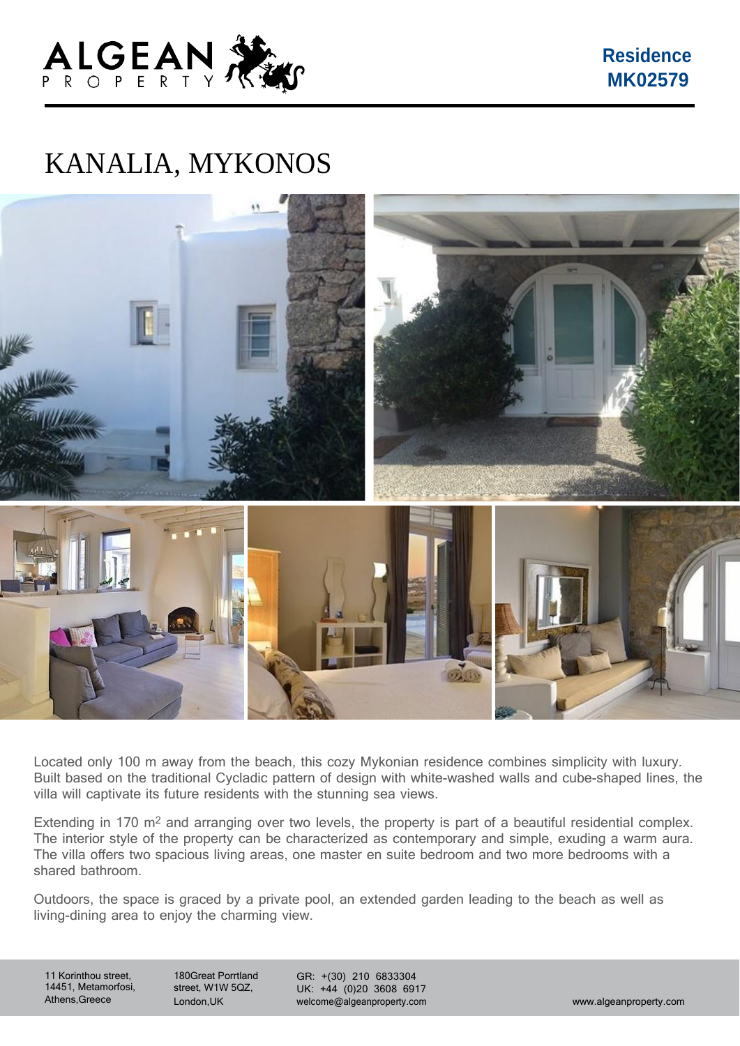Residence
MK02579

# KANALIA, MYKONOS

Located only 100 m away from the beach, this cozy Mykonian residence combines simplicity with luxury. Built based on the traditional Cycladic pattern of design with white-washed walls and cube-shaped lines, the villa will captivate its future residents with the stunning sea views.

Extending in 170 $m^2$ and arranging over two levels, the property is part of a beautiful residential complex. The interior style of the property can be characterized as contemporary and simple, exuding a warm aura. The villa offers two spacious living areas, one master en suite bedroom and two more bedrooms with a shared bathroom.

Outdoors, the space is graced by a private pool, an extended garden leading to the beach as well as living-dining area to enjoy the charming view.

11 Korinthou street, 14451, Metamorfosi, Athens,Greece

180Great Porrtland street, W1W 5QZ, London,UK

GR: +(30) 210 6833304
UK: +44 (0)20 3608 6917
welcome@algeanproperty.com

www.algeanproperty.com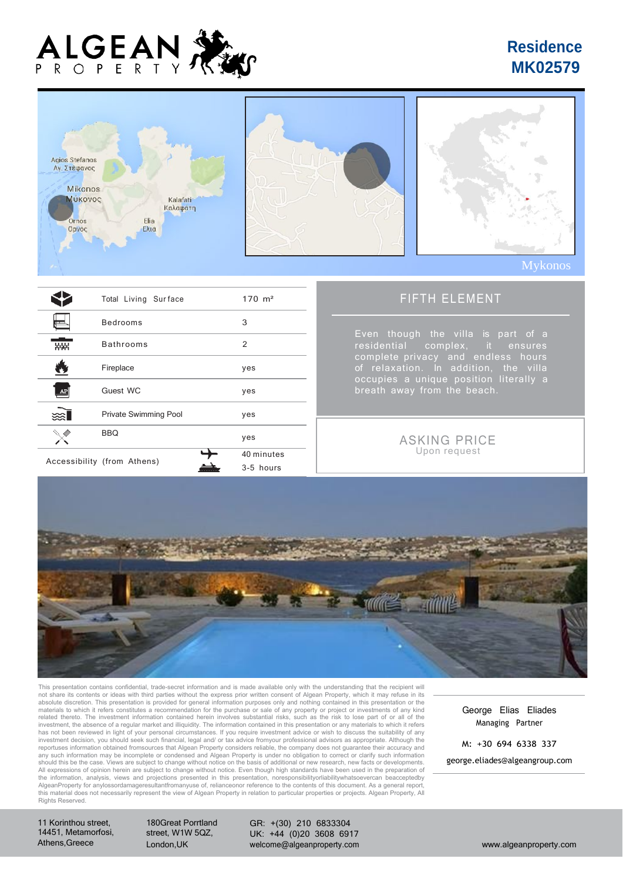# ALGEAN PROPERTY

## Residence MK02579

Agios Stefanos
Αγ. Στέφανος
Mikonos
Μύκονος
Kalafati
Καλαφάτη
Ornos
Ορνός
Elia
Ελιά

Mykonos

| | | |
|---|---|---|
| Total Living Surface | 170 m² | |
| Bedrooms | 3 | |
| Bathrooms | 2 | |
| Fireplace | yes | |
| Guest WC | yes | |
| Private Swimming Pool | yes | |
| BBQ | yes | |
| Accessibility (from Athens) | 40 minutes | 3-5 hours |

## FIFTH ELEMENT

Even though the villa is part of a residential complex, it ensures complete privacy and endless hours of relaxation. In addition, the villa occupies a unique position literally a breath away from the beach.

## ASKING PRICE

Upon request

This presentation contains confidential, trade-secret information and is made available only with the understanding that the recipient will not share its contents or ideas with third parties without the express prior written consent of Algean Property, which it may refuse in its absolute discretion. This presentation is provided for general information purposes only and nothing contained in this presentation or the materials to which it refers constitutes a recommendation for the purchase or sale of any property or project or investments of any kind related thereto. The investment information contained herein involves substantial risks, such as the risk to lose part of or all of the investment, the absence of a regular market and illiquidity. The information contained in this presentation or any materials to which it refers has not been reviewed in light of your personal circumstances. If you require investment advice or wish to discuss the suitability of any investment decision, you should seek such financial, legal and/ or tax advice fromyour professional advisors as appropriate. Although the reportuses information obtained fromsources that Algean Property considers reliable, the company does not guarantee their accuracy and any such information may be incomplete or condensed and Algean Property is under no obligation to correct or clarify such information should this be the case. Views are subject to change without notice on the basis of additional or new research, new facts or developments. All expressions of opinion herein are subject to change without notice. Even though high standards have been used in the preparation of the information, analysis, views and projections presented in this presentation, noresponsibilityorliabilitywhatsoevercan beacceptedby AlgeanProperty for anylossordamageresultantfromanyuse of, relianceonor reference to the contents of this document. As a general report, this material does not necessarily represent the view of Algean Property in relation to particular properties or projects. Algean Property, All Rights Reserved.

George Elias Eliades
Managing Partner

M: +30 694 6338 337

george.eliades@algeangroup.com

11 Korinthou street,
14451, Metamorfosi,
Athens,Greece

180Great Porrtland
street, W1W 5QZ,
London,UK

GR: +(30) 210 6833304
UK: +44 (0)20 3608 6917
welcome@algeanproperty.com

www.algeanproperty.com